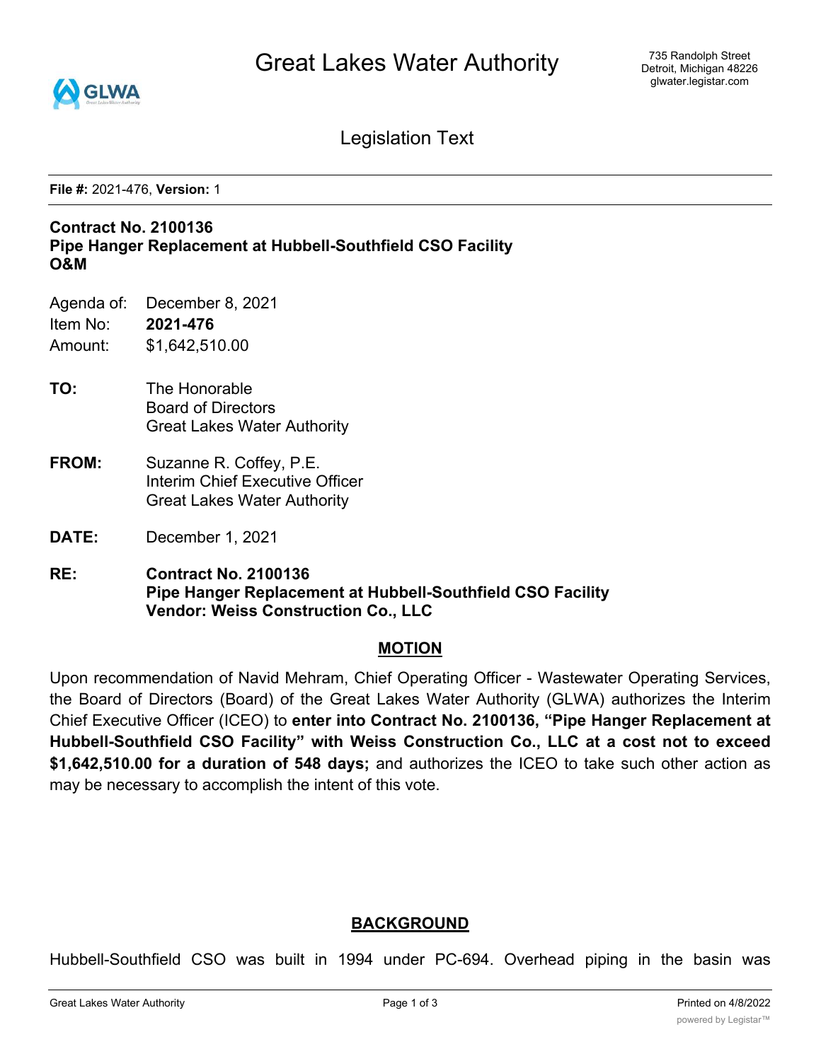# Great Lakes Water Authority

735 Randolph Street
Detroit, Michigan 48226
glwater.legistar.com

## Legislation Text

**File #:** 2021-476, **Version:** 1

**Contract No. 2100136**
**Pipe Hanger Replacement at Hubbell-Southfield CSO Facility**
**O&M**

Agenda of: December 8, 2021
Item No: **2021-476**
Amount: $1,642,510.00

**TO:** The Honorable
Board of Directors
Great Lakes Water Authority

**FROM:** Suzanne R. Coffey, P.E.
Interim Chief Executive Officer
Great Lakes Water Authority

**DATE:** December 1, 2021

**RE:** **Contract No. 2100136**
**Pipe Hanger Replacement at Hubbell-Southfield CSO Facility**
**Vendor: Weiss Construction Co., LLC**

### MOTION

Upon recommendation of Navid Mehram, Chief Operating Officer - Wastewater Operating Services, the Board of Directors (Board) of the Great Lakes Water Authority (GLWA) authorizes the Interim Chief Executive Officer (ICEO) to **enter into Contract No. 2100136, "Pipe Hanger Replacement at Hubbell-Southfield CSO Facility" with Weiss Construction Co., LLC at a cost not to exceed $1,642,510.00 for a duration of 548 days;** and authorizes the ICEO to take such other action as may be necessary to accomplish the intent of this vote.

### BACKGROUND

Hubbell-Southfield CSO was built in 1994 under PC-694. Overhead piping in the basin was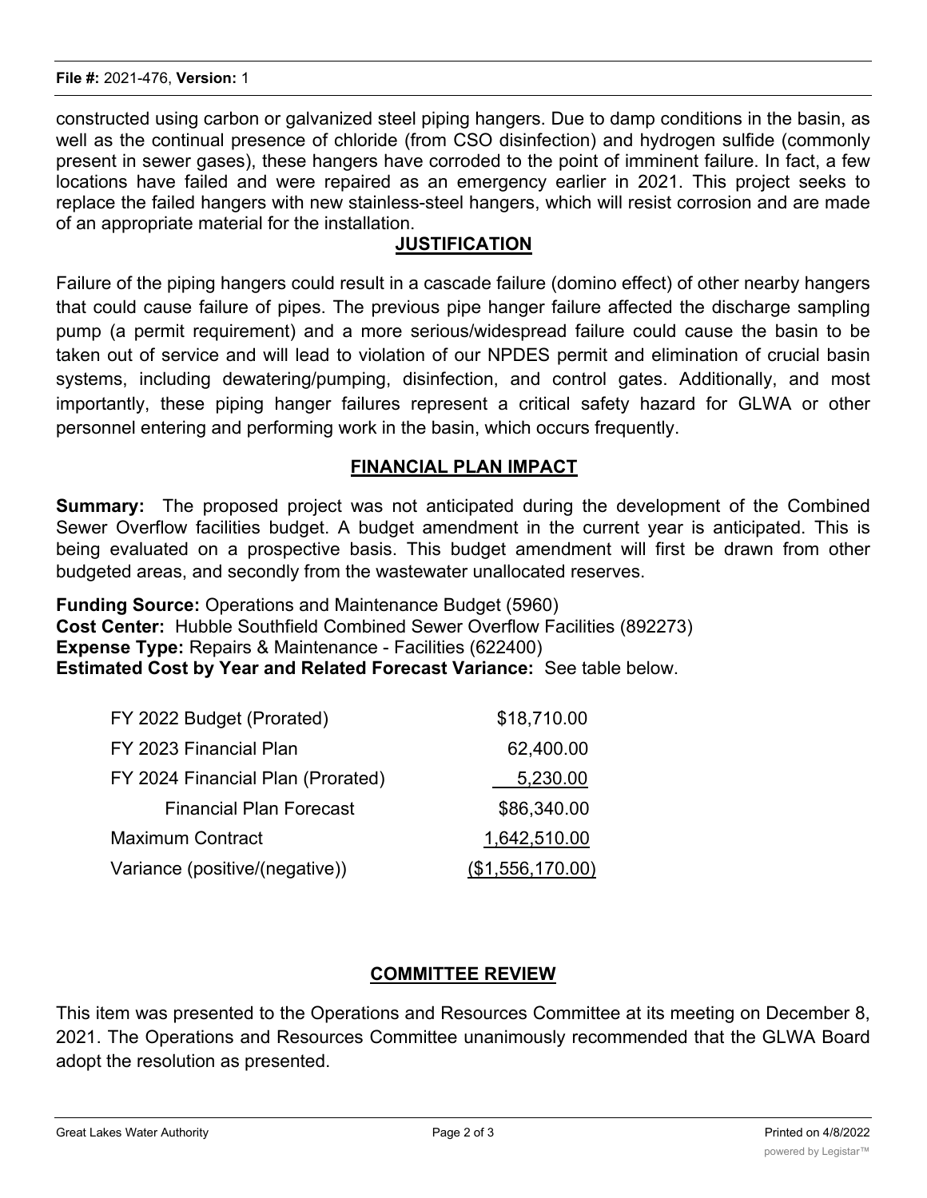constructed using carbon or galvanized steel piping hangers. Due to damp conditions in the basin, as well as the continual presence of chloride (from CSO disinfection) and hydrogen sulfide (commonly present in sewer gases), these hangers have corroded to the point of imminent failure. In fact, a few locations have failed and were repaired as an emergency earlier in 2021. This project seeks to replace the failed hangers with new stainless-steel hangers, which will resist corrosion and are made of an appropriate material for the installation.

## JUSTIFICATION

Failure of the piping hangers could result in a cascade failure (domino effect) of other nearby hangers that could cause failure of pipes. The previous pipe hanger failure affected the discharge sampling pump (a permit requirement) and a more serious/widespread failure could cause the basin to be taken out of service and will lead to violation of our NPDES permit and elimination of crucial basin systems, including dewatering/pumping, disinfection, and control gates. Additionally, and most importantly, these piping hanger failures represent a critical safety hazard for GLWA or other personnel entering and performing work in the basin, which occurs frequently.

## FINANCIAL PLAN IMPACT

**Summary:** The proposed project was not anticipated during the development of the Combined Sewer Overflow facilities budget. A budget amendment in the current year is anticipated. This is being evaluated on a prospective basis. This budget amendment will first be drawn from other budgeted areas, and secondly from the wastewater unallocated reserves.

**Funding Source:** Operations and Maintenance Budget (5960)
**Cost Center:** Hubble Southfield Combined Sewer Overflow Facilities (892273)
**Expense Type:** Repairs & Maintenance - Facilities (622400)
**Estimated Cost by Year and Related Forecast Variance:** See table below.

| | |
|---|---|
| FY 2022 Budget (Prorated) | $18,710.00 |
| FY 2023 Financial Plan | 62,400.00 |
| FY 2024 Financial Plan (Prorated) | 5,230.00 |
| Financial Plan Forecast | $86,340.00 |
| Maximum Contract | 1,642,510.00 |
| Variance (positive/(negative)) | ($1,556,170.00) |

## COMMITTEE REVIEW

This item was presented to the Operations and Resources Committee at its meeting on December 8, 2021. The Operations and Resources Committee unanimously recommended that the GLWA Board adopt the resolution as presented.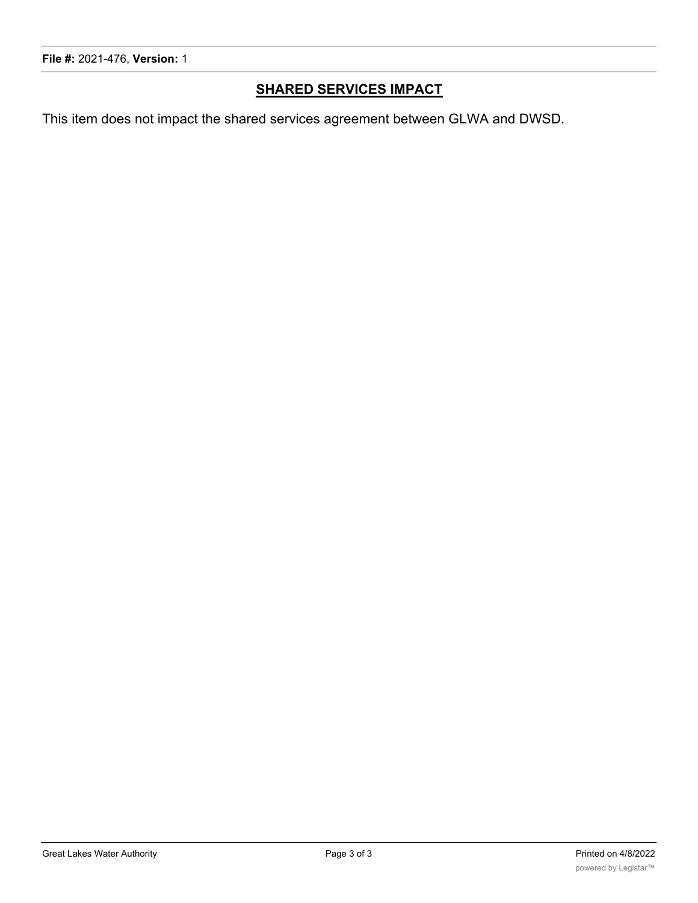## SHARED SERVICES IMPACT

This item does not impact the shared services agreement between GLWA and DWSD.